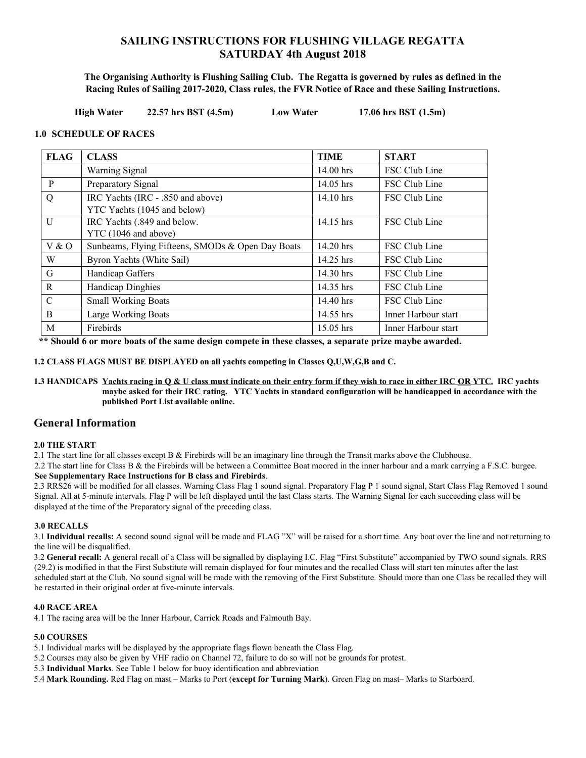# SAILING INSTRUCTIONS FOR FLUSHING VILLAGE REGATTA
# SATURDAY 4th August 2018

**The Organising Authority is Flushing Sailing Club. The Regatta is governed by rules as defined in the Racing Rules of Sailing 2017-2020, Class rules, the FVR Notice of Race and these Sailing Instructions.**

**High Water 22.57 hrs BST (4.5m) Low Water 17.06 hrs BST (1.5m)**

### 1.0 SCHEDULE OF RACES

| FLAG | CLASS | TIME | START |
|---|---|---|---|
| | Warning Signal | 14.00 hrs | FSC Club Line |
| P | Preparatory Signal | 14.05 hrs | FSC Club Line |
| Q | IRC Yachts (IRC - .850 and above)<br>YTC Yachts (1045 and below) | 14.10 hrs | FSC Club Line |
| U | IRC Yachts (.849 and below.<br>YTC (1046 and above) | 14.15 hrs | FSC Club Line |
| V & O | Sunbeams, Flying Fifteens, SMODs & Open Day Boats | 14.20 hrs | FSC Club Line |
| W | Byron Yachts (White Sail) | 14.25 hrs | FSC Club Line |
| G | Handicap Gaffers | 14.30 hrs | FSC Club Line |
| R | Handicap Dinghies | 14.35 hrs | FSC Club Line |
| C | Small Working Boats | 14.40 hrs | FSC Club Line |
| B | Large Working Boats | 14.55 hrs | Inner Harbour start |
| M | Firebirds | 15.05 hrs | Inner Harbour start |

**** Should 6 or more boats of the same design compete in these classes, a separate prize maybe awarded.**

**1.2 CLASS FLAGS MUST BE DISPLAYED on all yachts competing in Classes Q,U,W,G,B and C.**

**1.3 HANDICAPS** **<u>Yachts racing in Q & U class must indicate on their entry form if they wish to race in either IRC OR YTC.</u> IRC yachts maybe asked for their IRC rating. YTC Yachts in standard configuration will be handicapped in accordance with the published Port List available online.**

## General Information

### 2.0 THE START

2.1 The start line for all classes except B & Firebirds will be an imaginary line through the Transit marks above the Clubhouse.

2.2 The start line for Class B & the Firebirds will be between a Committee Boat moored in the inner harbour and a mark carrying a F.S.C. burgee. **See Supplementary Race Instructions for B class and Firebirds**.

2.3 RRS26 will be modified for all classes. Warning Class Flag 1 sound signal. Preparatory Flag P 1 sound signal, Start Class Flag Removed 1 sound Signal. All at 5-minute intervals. Flag P will be left displayed until the last Class starts. The Warning Signal for each succeeding class will be displayed at the time of the Preparatory signal of the preceding class.

### 3.0 RECALLS

3.1 **Individual recalls:** A second sound signal will be made and FLAG "X" will be raised for a short time. Any boat over the line and not returning to the line will be disqualified.

3.2 **General recall:** A general recall of a Class will be signalled by displaying I.C. Flag "First Substitute" accompanied by TWO sound signals. RRS (29.2) is modified in that the First Substitute will remain displayed for four minutes and the recalled Class will start ten minutes after the last scheduled start at the Club. No sound signal will be made with the removing of the First Substitute. Should more than one Class be recalled they will be restarted in their original order at five-minute intervals.

### 4.0 RACE AREA

4.1 The racing area will be the Inner Harbour, Carrick Roads and Falmouth Bay.

### 5.0 COURSES

5.1 Individual marks will be displayed by the appropriate flags flown beneath the Class Flag.

5.2 Courses may also be given by VHF radio on Channel 72, failure to do so will not be grounds for protest.

5.3 **Individual Marks**. See Table 1 below for buoy identification and abbreviation

5.4 **Mark Rounding.** Red Flag on mast – Marks to Port (**except for Turning Mark**). Green Flag on mast– Marks to Starboard.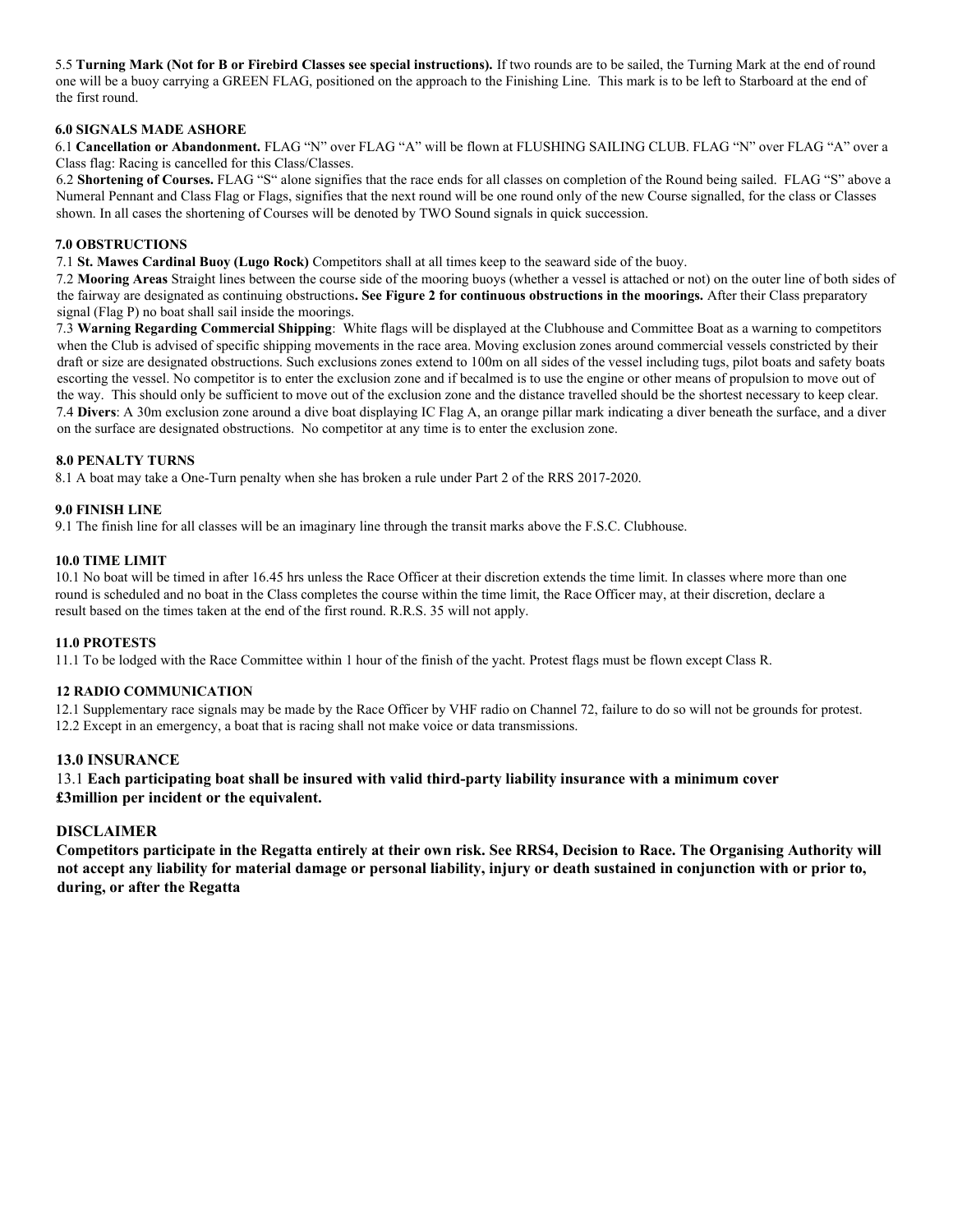5.5 **Turning Mark (Not for B or Firebird Classes see special instructions).** If two rounds are to be sailed, the Turning Mark at the end of round one will be a buoy carrying a GREEN FLAG, positioned on the approach to the Finishing Line. This mark is to be left to Starboard at the end of the first round.

### 6.0 SIGNALS MADE ASHORE

6.1 **Cancellation or Abandonment.** FLAG "N" over FLAG "A" will be flown at FLUSHING SAILING CLUB. FLAG "N" over FLAG "A" over a Class flag: Racing is cancelled for this Class/Classes.

6.2 **Shortening of Courses.** FLAG "S" alone signifies that the race ends for all classes on completion of the Round being sailed. FLAG "S" above a Numeral Pennant and Class Flag or Flags, signifies that the next round will be one round only of the new Course signalled, for the class or Classes shown. In all cases the shortening of Courses will be denoted by TWO Sound signals in quick succession.

### 7.0 OBSTRUCTIONS

7.1 **St. Mawes Cardinal Buoy (Lugo Rock)** Competitors shall at all times keep to the seaward side of the buoy.

7.2 **Mooring Areas** Straight lines between the course side of the mooring buoys (whether a vessel is attached or not) on the outer line of both sides of the fairway are designated as continuing obstructions**. See Figure 2 for continuous obstructions in the moorings.** After their Class preparatory signal (Flag P) no boat shall sail inside the moorings.

7.3 **Warning Regarding Commercial Shipping**: White flags will be displayed at the Clubhouse and Committee Boat as a warning to competitors when the Club is advised of specific shipping movements in the race area. Moving exclusion zones around commercial vessels constricted by their draft or size are designated obstructions. Such exclusions zones extend to 100m on all sides of the vessel including tugs, pilot boats and safety boats escorting the vessel. No competitor is to enter the exclusion zone and if becalmed is to use the engine or other means of propulsion to move out of the way. This should only be sufficient to move out of the exclusion zone and the distance travelled should be the shortest necessary to keep clear.

7.4 **Divers**: A 30m exclusion zone around a dive boat displaying IC Flag A, an orange pillar mark indicating a diver beneath the surface, and a diver on the surface are designated obstructions. No competitor at any time is to enter the exclusion zone.

### 8.0 PENALTY TURNS

8.1 A boat may take a One-Turn penalty when she has broken a rule under Part 2 of the RRS 2017-2020.

### 9.0 FINISH LINE

9.1 The finish line for all classes will be an imaginary line through the transit marks above the F.S.C. Clubhouse.

### 10.0 TIME LIMIT

10.1 No boat will be timed in after 16.45 hrs unless the Race Officer at their discretion extends the time limit. In classes where more than one round is scheduled and no boat in the Class completes the course within the time limit, the Race Officer may, at their discretion, declare a result based on the times taken at the end of the first round. R.R.S. 35 will not apply.

### 11.0 PROTESTS

11.1 To be lodged with the Race Committee within 1 hour of the finish of the yacht. Protest flags must be flown except Class R.

### 12 RADIO COMMUNICATION

12.1 Supplementary race signals may be made by the Race Officer by VHF radio on Channel 72, failure to do so will not be grounds for protest.

12.2 Except in an emergency, a boat that is racing shall not make voice or data transmissions.

### 13.0 INSURANCE

13.1 **Each participating boat shall be insured with valid third-party liability insurance with a minimum cover £3million per incident or the equivalent.**

### DISCLAIMER

**Competitors participate in the Regatta entirely at their own risk. See RRS4, Decision to Race. The Organising Authority will not accept any liability for material damage or personal liability, injury or death sustained in conjunction with or prior to, during, or after the Regatta**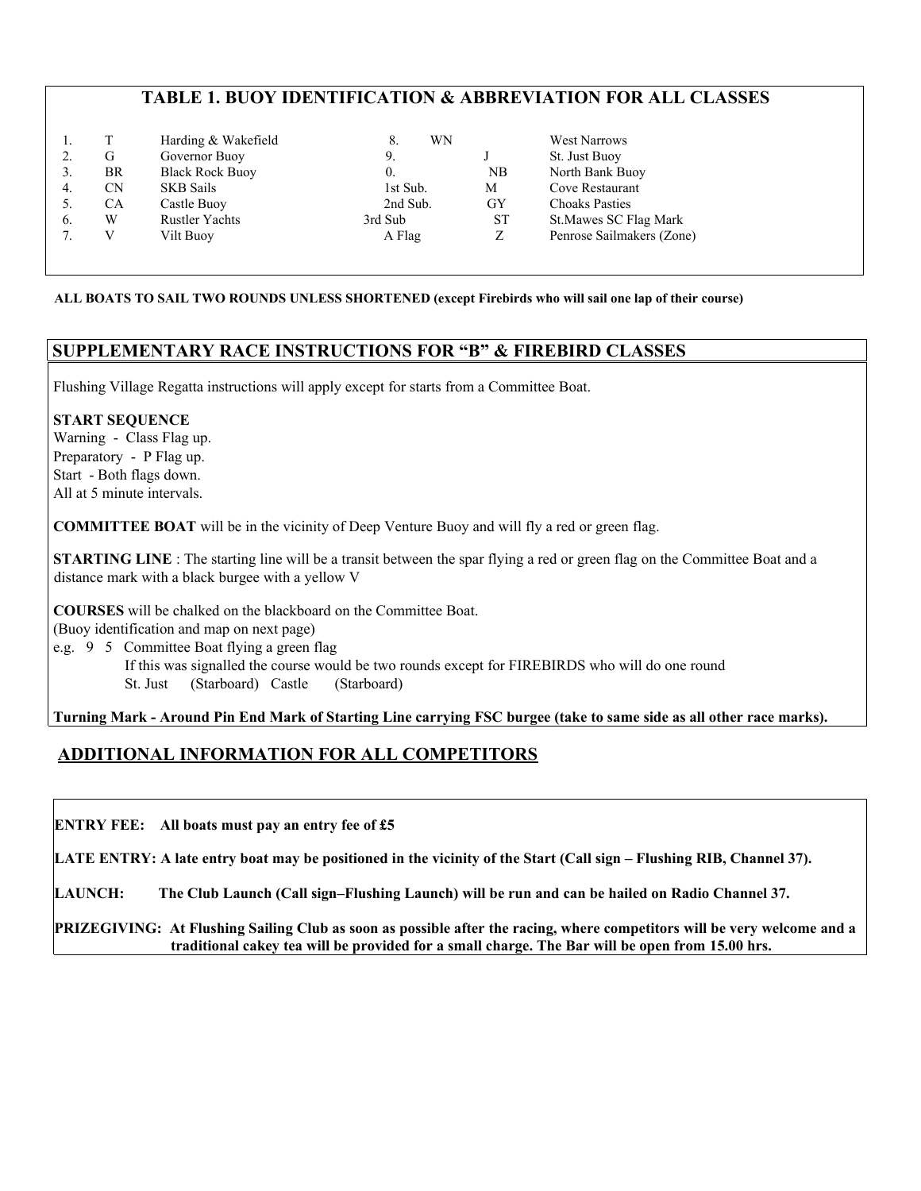## TABLE 1. BUOY IDENTIFICATION & ABBREVIATION FOR ALL CLASSES

| | | | | | |
|---|---|---|---|---|---|
| 1. | T | Harding & Wakefield | 8. | WN | West Narrows |
| 2. | G | Governor Buoy | 9. | J | St. Just Buoy |
| 3. | BR | Black Rock Buoy | 0. | NB | North Bank Buoy |
| 4. | CN | SKB Sails | 1st Sub. | M | Cove Restaurant |
| 5. | CA | Castle Buoy | 2nd Sub. | GY | Choaks Pasties |
| 6. | W | Rustler Yachts | 3rd Sub | ST | St.Mawes SC Flag Mark |
| 7. | V | Vilt Buoy | A Flag | Z | Penrose Sailmakers (Zone) |

**ALL BOATS TO SAIL TWO ROUNDS UNLESS SHORTENED (except Firebirds who will sail one lap of their course)**

## SUPPLEMENTARY RACE INSTRUCTIONS FOR "B" & FIREBIRD CLASSES

Flushing Village Regatta instructions will apply except for starts from a Committee Boat.

**START SEQUENCE**
Warning - Class Flag up.
Preparatory - P Flag up.
Start - Both flags down.
All at 5 minute intervals.

**COMMITTEE BOAT** will be in the vicinity of Deep Venture Buoy and will fly a red or green flag.

**STARTING LINE** : The starting line will be a transit between the spar flying a red or green flag on the Committee Boat and a distance mark with a black burgee with a yellow V

**COURSES** will be chalked on the blackboard on the Committee Boat.
(Buoy identification and map on next page)
e.g. 9 5 Committee Boat flying a green flag
If this was signalled the course would be two rounds except for FIREBIRDS who will do one round
St. Just (Starboard) Castle (Starboard)

**Turning Mark - Around Pin End Mark of Starting Line carrying FSC burgee (take to same side as all other race marks).**

## ADDITIONAL INFORMATION FOR ALL COMPETITORS

**ENTRY FEE: All boats must pay an entry fee of £5**

**LATE ENTRY: A late entry boat may be positioned in the vicinity of the Start (Call sign – Flushing RIB, Channel 37).**

**LAUNCH: The Club Launch (Call sign–Flushing Launch) will be run and can be hailed on Radio Channel 37.**

**PRIZEGIVING: At Flushing Sailing Club as soon as possible after the racing, where competitors will be very welcome and a traditional cakey tea will be provided for a small charge. The Bar will be open from 15.00 hrs.**